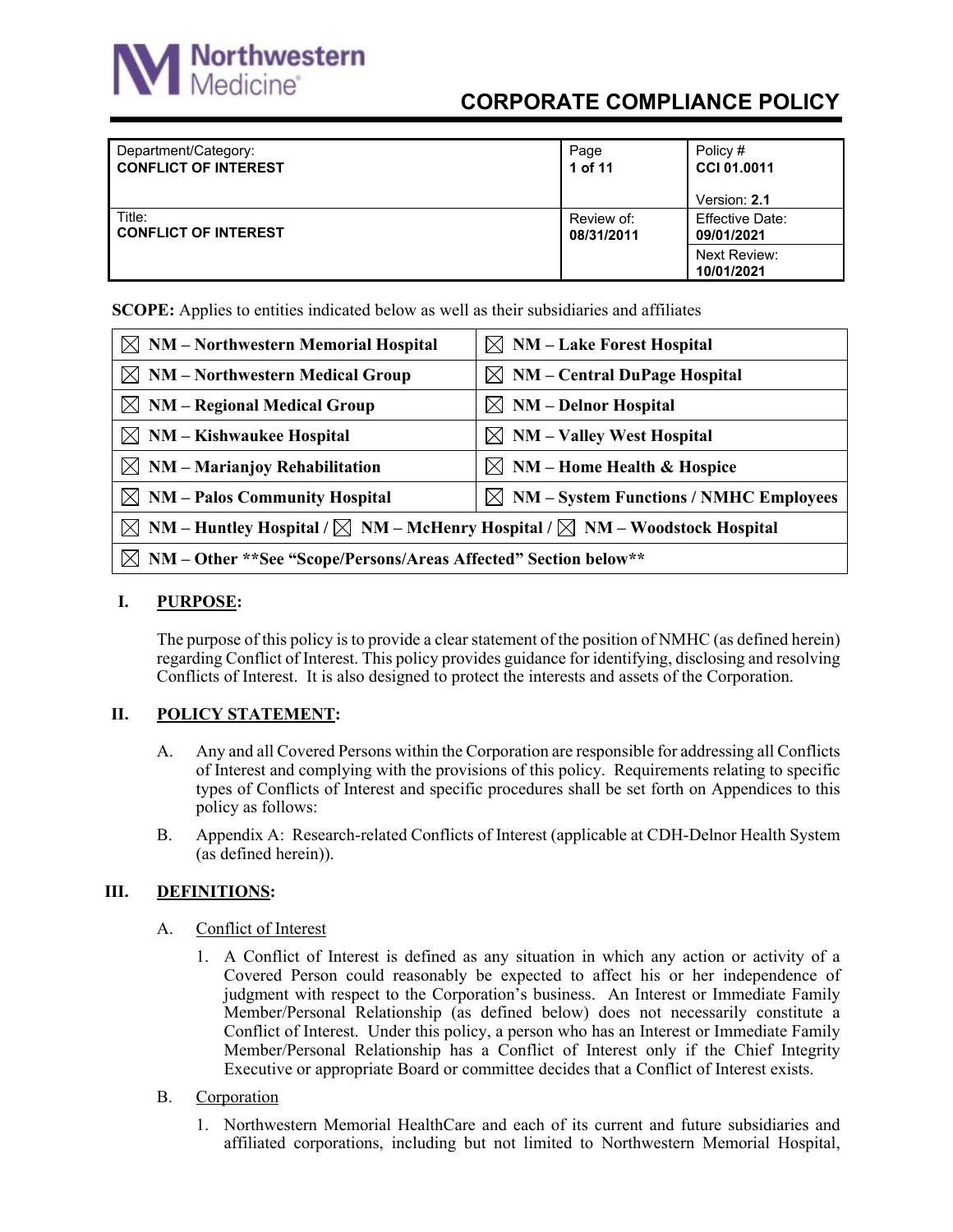# CORPORATE COMPLIANCE POLICY

| | | |
|---|---|---|
| Department/Category:<br>**CONFLICT OF INTEREST** | Page<br>**1 of 11** | Policy #<br>**CCI 01.0011**<br><br>Version: **2.1** |
| Title:<br>**CONFLICT OF INTEREST** | Review of:<br>**08/31/2011** | Effective Date:<br>**09/01/2021**<br><br>Next Review:<br>**10/01/2021** |

**SCOPE:** Applies to entities indicated below as well as their subsidiaries and affiliates

| | |
|---|---|
| ☒ **NM – Northwestern Memorial Hospital** | ☒ **NM – Lake Forest Hospital** |
| ☒ **NM – Northwestern Medical Group** | ☒ **NM – Central DuPage Hospital** |
| ☒ **NM – Regional Medical Group** | ☒ **NM – Delnor Hospital** |
| ☒ **NM – Kishwaukee Hospital** | ☒ **NM – Valley West Hospital** |
| ☒ **NM – Marianjoy Rehabilitation** | ☒ **NM – Home Health & Hospice** |
| ☒ **NM – Palos Community Hospital** | ☒ **NM – System Functions / NMHC Employees** |
| ☒ **NM – Huntley Hospital /** ☒ **NM – McHenry Hospital /** ☒ **NM – Woodstock Hospital** | |
| ☒ **NM – Other \*\*See "Scope/Persons/Areas Affected" Section below\*\*** | |

## I. PURPOSE:

The purpose of this policy is to provide a clear statement of the position of NMHC (as defined herein) regarding Conflict of Interest. This policy provides guidance for identifying, disclosing and resolving Conflicts of Interest. It is also designed to protect the interests and assets of the Corporation.

## II. POLICY STATEMENT:

A. Any and all Covered Persons within the Corporation are responsible for addressing all Conflicts of Interest and complying with the provisions of this policy. Requirements relating to specific types of Conflicts of Interest and specific procedures shall be set forth on Appendices to this policy as follows:

B. Appendix A: Research-related Conflicts of Interest (applicable at CDH-Delnor Health System (as defined herein)).

## III. DEFINITIONS:

A. Conflict of Interest

1. A Conflict of Interest is defined as any situation in which any action or activity of a Covered Person could reasonably be expected to affect his or her independence of judgment with respect to the Corporation's business. An Interest or Immediate Family Member/Personal Relationship (as defined below) does not necessarily constitute a Conflict of Interest. Under this policy, a person who has an Interest or Immediate Family Member/Personal Relationship has a Conflict of Interest only if the Chief Integrity Executive or appropriate Board or committee decides that a Conflict of Interest exists.

B. Corporation

1. Northwestern Memorial HealthCare and each of its current and future subsidiaries and affiliated corporations, including but not limited to Northwestern Memorial Hospital,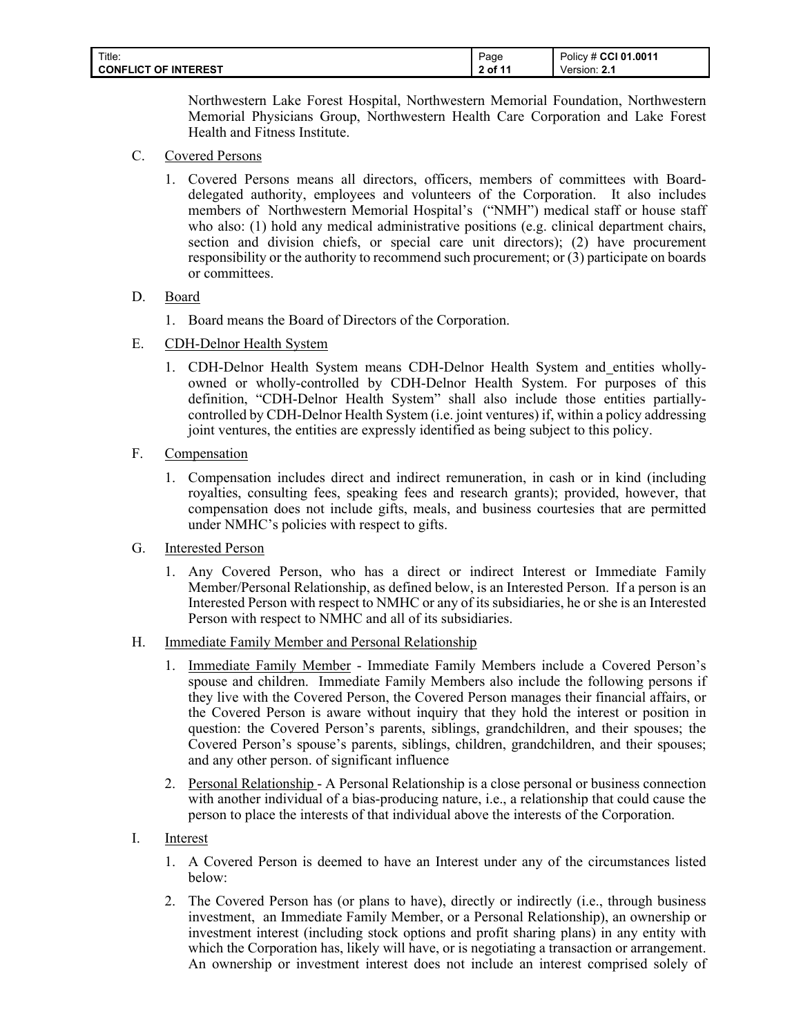Northwestern Lake Forest Hospital, Northwestern Memorial Foundation, Northwestern Memorial Physicians Group, Northwestern Health Care Corporation and Lake Forest Health and Fitness Institute.

C. Covered Persons

1. Covered Persons means all directors, officers, members of committees with Board-delegated authority, employees and volunteers of the Corporation. It also includes members of Northwestern Memorial Hospital's ("NMH") medical staff or house staff who also: (1) hold any medical administrative positions (e.g. clinical department chairs, section and division chiefs, or special care unit directors); (2) have procurement responsibility or the authority to recommend such procurement; or (3) participate on boards or committees.

D. Board

1. Board means the Board of Directors of the Corporation.

E. CDH-Delnor Health System

1. CDH-Delnor Health System means CDH-Delnor Health System and entities wholly-owned or wholly-controlled by CDH-Delnor Health System. For purposes of this definition, "CDH-Delnor Health System" shall also include those entities partially-controlled by CDH-Delnor Health System (i.e. joint ventures) if, within a policy addressing joint ventures, the entities are expressly identified as being subject to this policy.

F. Compensation

1. Compensation includes direct and indirect remuneration, in cash or in kind (including royalties, consulting fees, speaking fees and research grants); provided, however, that compensation does not include gifts, meals, and business courtesies that are permitted under NMHC's policies with respect to gifts.

G. Interested Person

1. Any Covered Person, who has a direct or indirect Interest or Immediate Family Member/Personal Relationship, as defined below, is an Interested Person. If a person is an Interested Person with respect to NMHC or any of its subsidiaries, he or she is an Interested Person with respect to NMHC and all of its subsidiaries.

H. Immediate Family Member and Personal Relationship

1. Immediate Family Member - Immediate Family Members include a Covered Person's spouse and children. Immediate Family Members also include the following persons if they live with the Covered Person, the Covered Person manages their financial affairs, or the Covered Person is aware without inquiry that they hold the interest or position in question: the Covered Person's parents, siblings, grandchildren, and their spouses; the Covered Person's spouse's parents, siblings, children, grandchildren, and their spouses; and any other person. of significant influence

2. Personal Relationship - A Personal Relationship is a close personal or business connection with another individual of a bias-producing nature, i.e., a relationship that could cause the person to place the interests of that individual above the interests of the Corporation.

I. Interest

1. A Covered Person is deemed to have an Interest under any of the circumstances listed below:

2. The Covered Person has (or plans to have), directly or indirectly (i.e., through business investment, an Immediate Family Member, or a Personal Relationship), an ownership or investment interest (including stock options and profit sharing plans) in any entity with which the Corporation has, likely will have, or is negotiating a transaction or arrangement. An ownership or investment interest does not include an interest comprised solely of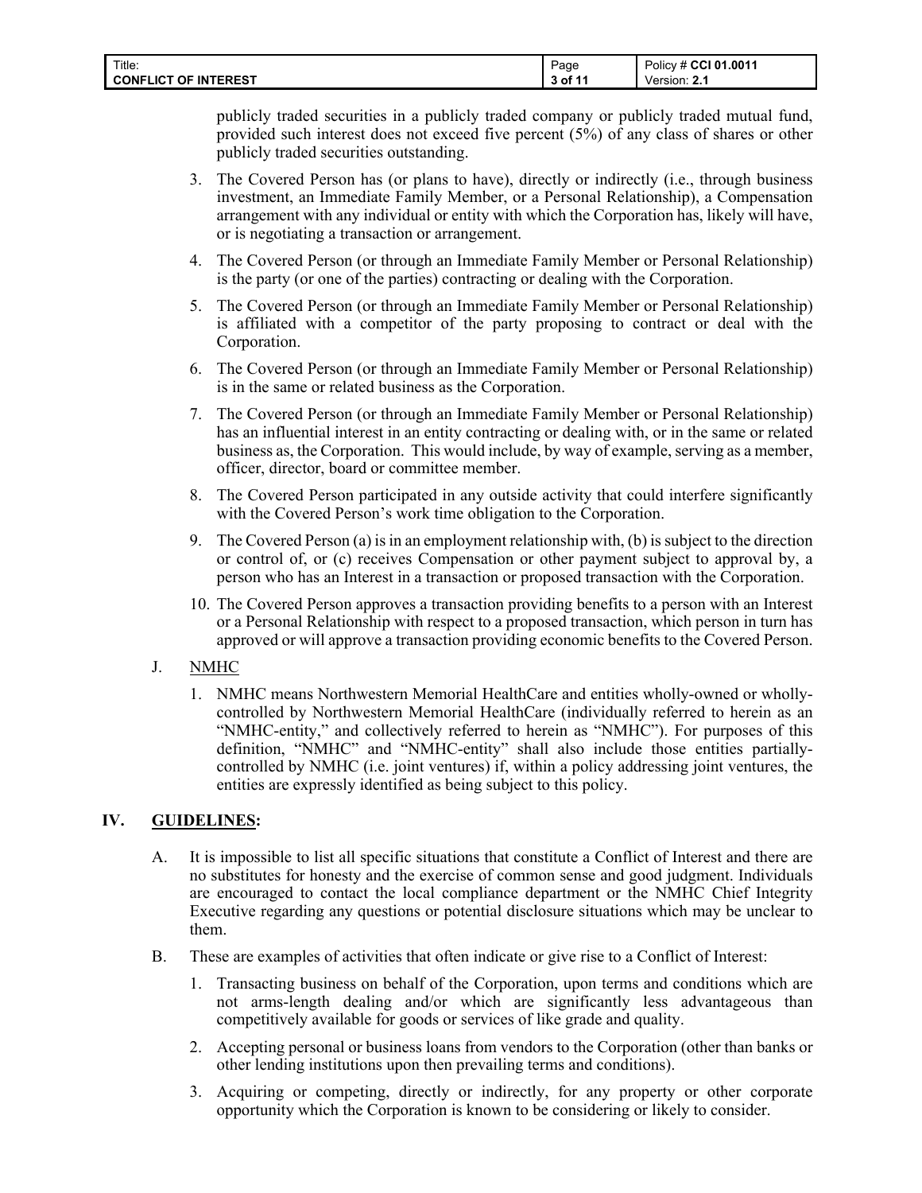publicly traded securities in a publicly traded company or publicly traded mutual fund, provided such interest does not exceed five percent (5%) of any class of shares or other publicly traded securities outstanding.

3. The Covered Person has (or plans to have), directly or indirectly (i.e., through business investment, an Immediate Family Member, or a Personal Relationship), a Compensation arrangement with any individual or entity with which the Corporation has, likely will have, or is negotiating a transaction or arrangement.
4. The Covered Person (or through an Immediate Family Member or Personal Relationship) is the party (or one of the parties) contracting or dealing with the Corporation.
5. The Covered Person (or through an Immediate Family Member or Personal Relationship) is affiliated with a competitor of the party proposing to contract or deal with the Corporation.
6. The Covered Person (or through an Immediate Family Member or Personal Relationship) is in the same or related business as the Corporation.
7. The Covered Person (or through an Immediate Family Member or Personal Relationship) has an influential interest in an entity contracting or dealing with, or in the same or related business as, the Corporation. This would include, by way of example, serving as a member, officer, director, board or committee member.
8. The Covered Person participated in any outside activity that could interfere significantly with the Covered Person's work time obligation to the Corporation.
9. The Covered Person (a) is in an employment relationship with, (b) is subject to the direction or control of, or (c) receives Compensation or other payment subject to approval by, a person who has an Interest in a transaction or proposed transaction with the Corporation.
10. The Covered Person approves a transaction providing benefits to a person with an Interest or a Personal Relationship with respect to a proposed transaction, which person in turn has approved or will approve a transaction providing economic benefits to the Covered Person.

J. NMHC

1. NMHC means Northwestern Memorial HealthCare and entities wholly-owned or wholly-controlled by Northwestern Memorial HealthCare (individually referred to herein as an "NMHC-entity," and collectively referred to herein as "NMHC"). For purposes of this definition, "NMHC" and "NMHC-entity" shall also include those entities partially-controlled by NMHC (i.e. joint ventures) if, within a policy addressing joint ventures, the entities are expressly identified as being subject to this policy.

## IV. GUIDELINES:

A. It is impossible to list all specific situations that constitute a Conflict of Interest and there are no substitutes for honesty and the exercise of common sense and good judgment. Individuals are encouraged to contact the local compliance department or the NMHC Chief Integrity Executive regarding any questions or potential disclosure situations which may be unclear to them.

B. These are examples of activities that often indicate or give rise to a Conflict of Interest:

1. Transacting business on behalf of the Corporation, upon terms and conditions which are not arms-length dealing and/or which are significantly less advantageous than competitively available for goods or services of like grade and quality.
2. Accepting personal or business loans from vendors to the Corporation (other than banks or other lending institutions upon then prevailing terms and conditions).
3. Acquiring or competing, directly or indirectly, for any property or other corporate opportunity which the Corporation is known to be considering or likely to consider.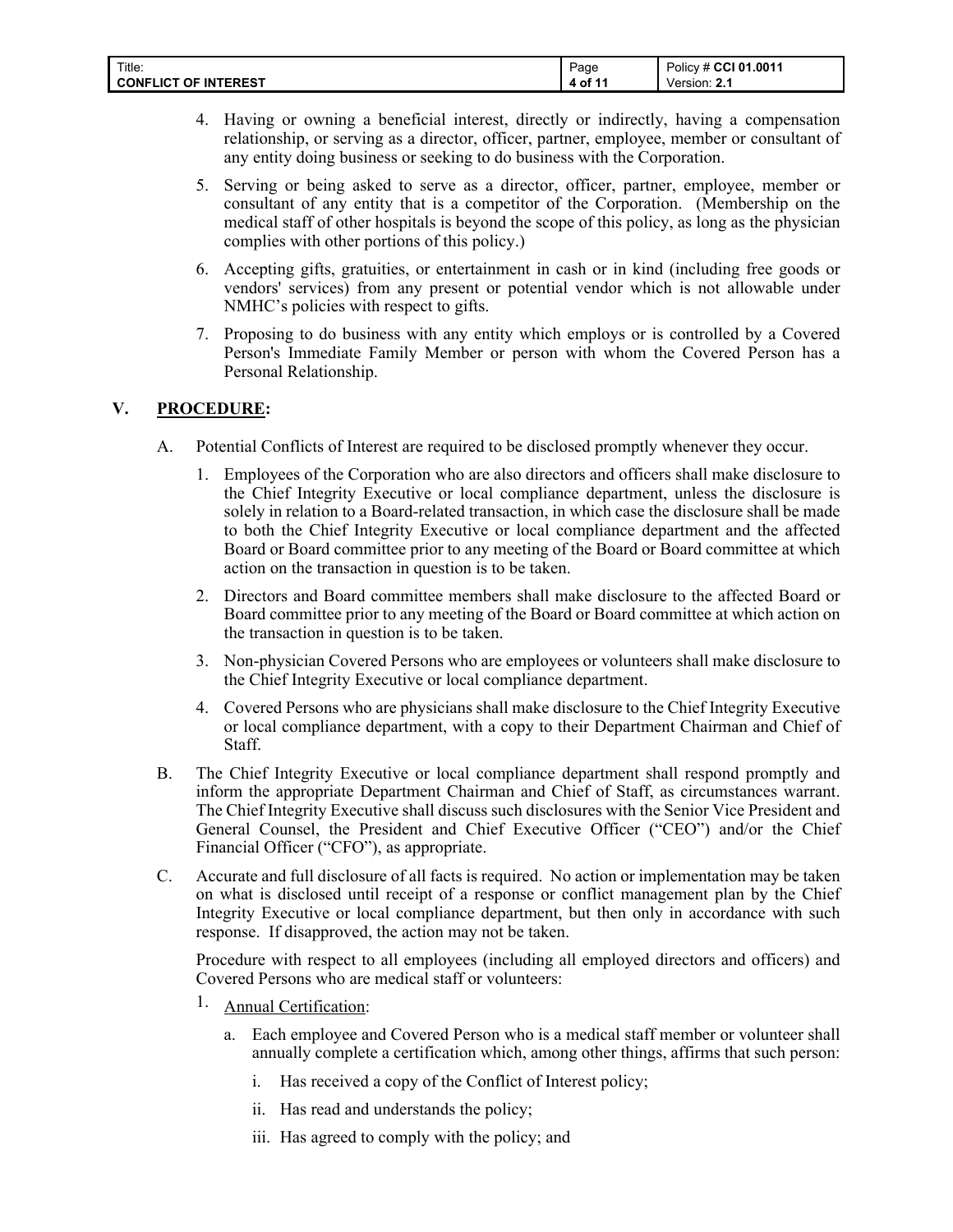4. Having or owning a beneficial interest, directly or indirectly, having a compensation relationship, or serving as a director, officer, partner, employee, member or consultant of any entity doing business or seeking to do business with the Corporation.
5. Serving or being asked to serve as a director, officer, partner, employee, member or consultant of any entity that is a competitor of the Corporation. (Membership on the medical staff of other hospitals is beyond the scope of this policy, as long as the physician complies with other portions of this policy.)
6. Accepting gifts, gratuities, or entertainment in cash or in kind (including free goods or vendors' services) from any present or potential vendor which is not allowable under NMHC's policies with respect to gifts.
7. Proposing to do business with any entity which employs or is controlled by a Covered Person's Immediate Family Member or person with whom the Covered Person has a Personal Relationship.

## V. PROCEDURE:

A. Potential Conflicts of Interest are required to be disclosed promptly whenever they occur.

   1. Employees of the Corporation who are also directors and officers shall make disclosure to the Chief Integrity Executive or local compliance department, unless the disclosure is solely in relation to a Board-related transaction, in which case the disclosure shall be made to both the Chief Integrity Executive or local compliance department and the affected Board or Board committee prior to any meeting of the Board or Board committee at which action on the transaction in question is to be taken.
   2. Directors and Board committee members shall make disclosure to the affected Board or Board committee prior to any meeting of the Board or Board committee at which action on the transaction in question is to be taken.
   3. Non-physician Covered Persons who are employees or volunteers shall make disclosure to the Chief Integrity Executive or local compliance department.
   4. Covered Persons who are physicians shall make disclosure to the Chief Integrity Executive or local compliance department, with a copy to their Department Chairman and Chief of Staff.

B. The Chief Integrity Executive or local compliance department shall respond promptly and inform the appropriate Department Chairman and Chief of Staff, as circumstances warrant. The Chief Integrity Executive shall discuss such disclosures with the Senior Vice President and General Counsel, the President and Chief Executive Officer ("CEO") and/or the Chief Financial Officer ("CFO"), as appropriate.

C. Accurate and full disclosure of all facts is required. No action or implementation may be taken on what is disclosed until receipt of a response or conflict management plan by the Chief Integrity Executive or local compliance department, but then only in accordance with such response. If disapproved, the action may not be taken.

   Procedure with respect to all employees (including all employed directors and officers) and Covered Persons who are medical staff or volunteers:

   1. <u>Annual Certification</u>:

      a. Each employee and Covered Person who is a medical staff member or volunteer shall annually complete a certification which, among other things, affirms that such person:

         i. Has received a copy of the Conflict of Interest policy;

         ii. Has read and understands the policy;

         iii. Has agreed to comply with the policy; and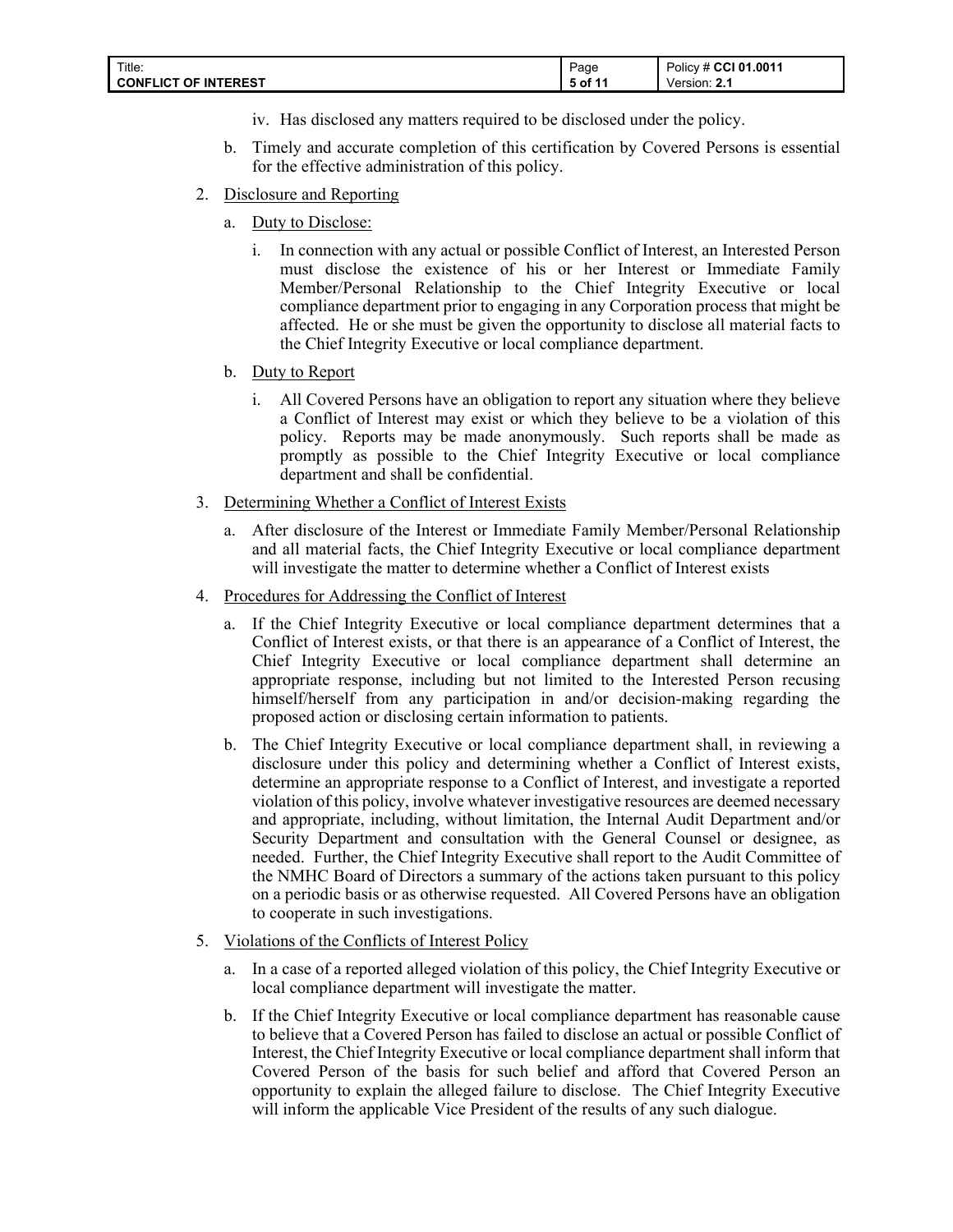iv. Has disclosed any matters required to be disclosed under the policy.

b. Timely and accurate completion of this certification by Covered Persons is essential for the effective administration of this policy.

2. Disclosure and Reporting

   a. Duty to Disclose:

      i. In connection with any actual or possible Conflict of Interest, an Interested Person must disclose the existence of his or her Interest or Immediate Family Member/Personal Relationship to the Chief Integrity Executive or local compliance department prior to engaging in any Corporation process that might be affected. He or she must be given the opportunity to disclose all material facts to the Chief Integrity Executive or local compliance department.

   b. Duty to Report

      i. All Covered Persons have an obligation to report any situation where they believe a Conflict of Interest may exist or which they believe to be a violation of this policy. Reports may be made anonymously. Such reports shall be made as promptly as possible to the Chief Integrity Executive or local compliance department and shall be confidential.

3. Determining Whether a Conflict of Interest Exists

   a. After disclosure of the Interest or Immediate Family Member/Personal Relationship and all material facts, the Chief Integrity Executive or local compliance department will investigate the matter to determine whether a Conflict of Interest exists

4. Procedures for Addressing the Conflict of Interest

   a. If the Chief Integrity Executive or local compliance department determines that a Conflict of Interest exists, or that there is an appearance of a Conflict of Interest, the Chief Integrity Executive or local compliance department shall determine an appropriate response, including but not limited to the Interested Person recusing himself/herself from any participation in and/or decision-making regarding the proposed action or disclosing certain information to patients.

   b. The Chief Integrity Executive or local compliance department shall, in reviewing a disclosure under this policy and determining whether a Conflict of Interest exists, determine an appropriate response to a Conflict of Interest, and investigate a reported violation of this policy, involve whatever investigative resources are deemed necessary and appropriate, including, without limitation, the Internal Audit Department and/or Security Department and consultation with the General Counsel or designee, as needed. Further, the Chief Integrity Executive shall report to the Audit Committee of the NMHC Board of Directors a summary of the actions taken pursuant to this policy on a periodic basis or as otherwise requested. All Covered Persons have an obligation to cooperate in such investigations.

5. Violations of the Conflicts of Interest Policy

   a. In a case of a reported alleged violation of this policy, the Chief Integrity Executive or local compliance department will investigate the matter.

   b. If the Chief Integrity Executive or local compliance department has reasonable cause to believe that a Covered Person has failed to disclose an actual or possible Conflict of Interest, the Chief Integrity Executive or local compliance department shall inform that Covered Person of the basis for such belief and afford that Covered Person an opportunity to explain the alleged failure to disclose. The Chief Integrity Executive will inform the applicable Vice President of the results of any such dialogue.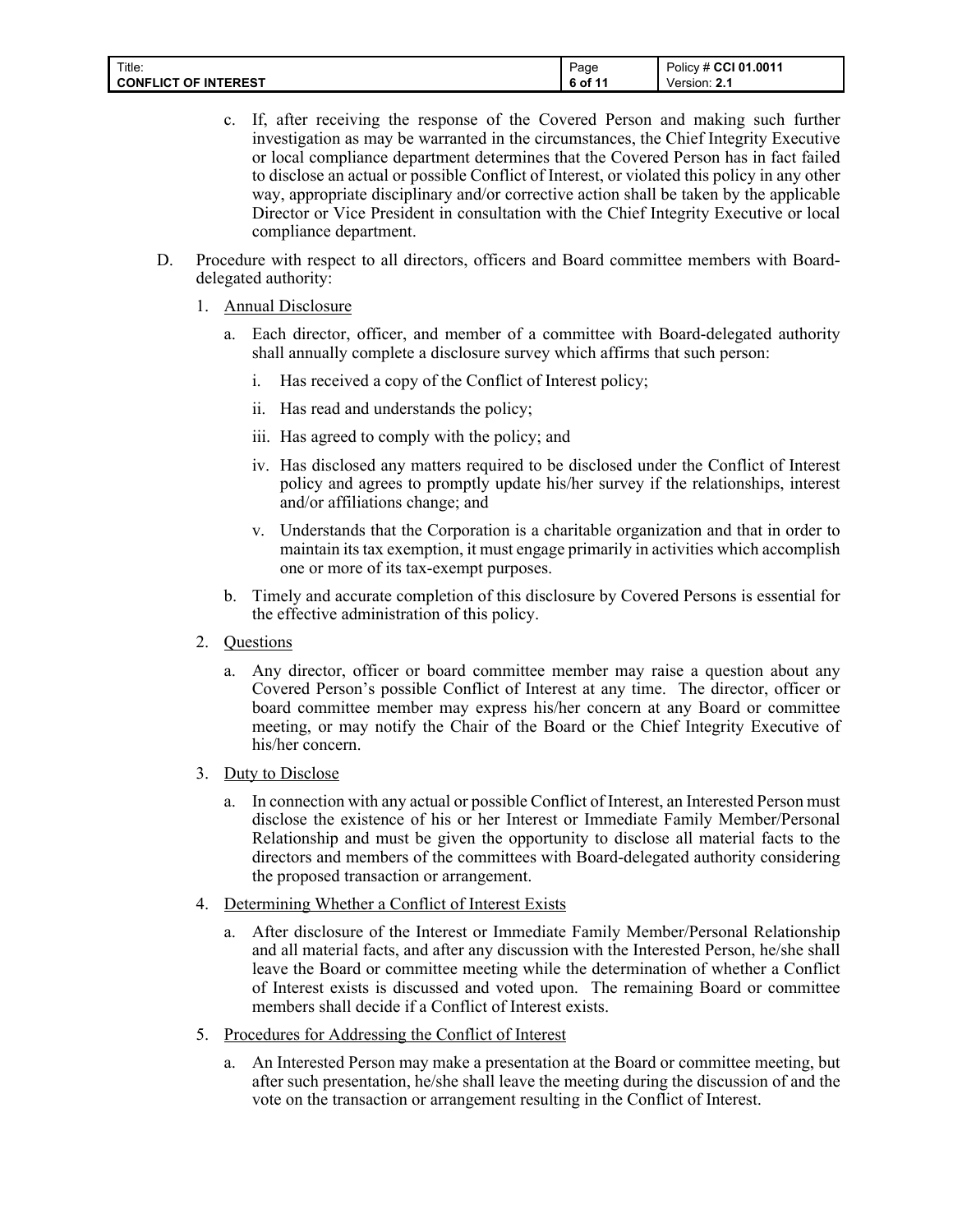c. If, after receiving the response of the Covered Person and making such further investigation as may be warranted in the circumstances, the Chief Integrity Executive or local compliance department determines that the Covered Person has in fact failed to disclose an actual or possible Conflict of Interest, or violated this policy in any other way, appropriate disciplinary and/or corrective action shall be taken by the applicable Director or Vice President in consultation with the Chief Integrity Executive or local compliance department.

D. Procedure with respect to all directors, officers and Board committee members with Board-delegated authority:

1. Annual Disclosure

   a. Each director, officer, and member of a committee with Board-delegated authority shall annually complete a disclosure survey which affirms that such person:

      i. Has received a copy of the Conflict of Interest policy;

      ii. Has read and understands the policy;

      iii. Has agreed to comply with the policy; and

      iv. Has disclosed any matters required to be disclosed under the Conflict of Interest policy and agrees to promptly update his/her survey if the relationships, interest and/or affiliations change; and

      v. Understands that the Corporation is a charitable organization and that in order to maintain its tax exemption, it must engage primarily in activities which accomplish one or more of its tax-exempt purposes.

   b. Timely and accurate completion of this disclosure by Covered Persons is essential for the effective administration of this policy.

2. Questions

   a. Any director, officer or board committee member may raise a question about any Covered Person's possible Conflict of Interest at any time. The director, officer or board committee member may express his/her concern at any Board or committee meeting, or may notify the Chair of the Board or the Chief Integrity Executive of his/her concern.

3. Duty to Disclose

   a. In connection with any actual or possible Conflict of Interest, an Interested Person must disclose the existence of his or her Interest or Immediate Family Member/Personal Relationship and must be given the opportunity to disclose all material facts to the directors and members of the committees with Board-delegated authority considering the proposed transaction or arrangement.

4. Determining Whether a Conflict of Interest Exists

   a. After disclosure of the Interest or Immediate Family Member/Personal Relationship and all material facts, and after any discussion with the Interested Person, he/she shall leave the Board or committee meeting while the determination of whether a Conflict of Interest exists is discussed and voted upon. The remaining Board or committee members shall decide if a Conflict of Interest exists.

5. Procedures for Addressing the Conflict of Interest

   a. An Interested Person may make a presentation at the Board or committee meeting, but after such presentation, he/she shall leave the meeting during the discussion of and the vote on the transaction or arrangement resulting in the Conflict of Interest.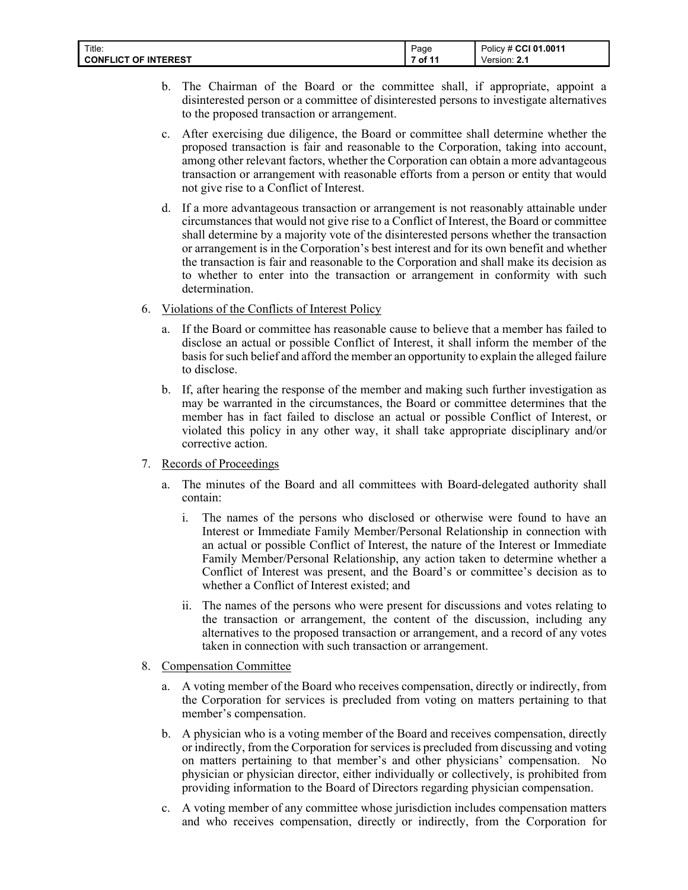b. The Chairman of the Board or the committee shall, if appropriate, appoint a disinterested person or a committee of disinterested persons to investigate alternatives to the proposed transaction or arrangement.

c. After exercising due diligence, the Board or committee shall determine whether the proposed transaction is fair and reasonable to the Corporation, taking into account, among other relevant factors, whether the Corporation can obtain a more advantageous transaction or arrangement with reasonable efforts from a person or entity that would not give rise to a Conflict of Interest.

d. If a more advantageous transaction or arrangement is not reasonably attainable under circumstances that would not give rise to a Conflict of Interest, the Board or committee shall determine by a majority vote of the disinterested persons whether the transaction or arrangement is in the Corporation's best interest and for its own benefit and whether the transaction is fair and reasonable to the Corporation and shall make its decision as to whether to enter into the transaction or arrangement in conformity with such determination.

6. Violations of the Conflicts of Interest Policy

   a. If the Board or committee has reasonable cause to believe that a member has failed to disclose an actual or possible Conflict of Interest, it shall inform the member of the basis for such belief and afford the member an opportunity to explain the alleged failure to disclose.

   b. If, after hearing the response of the member and making such further investigation as may be warranted in the circumstances, the Board or committee determines that the member has in fact failed to disclose an actual or possible Conflict of Interest, or violated this policy in any other way, it shall take appropriate disciplinary and/or corrective action.

7. Records of Proceedings

   a. The minutes of the Board and all committees with Board-delegated authority shall contain:

      i. The names of the persons who disclosed or otherwise were found to have an Interest or Immediate Family Member/Personal Relationship in connection with an actual or possible Conflict of Interest, the nature of the Interest or Immediate Family Member/Personal Relationship, any action taken to determine whether a Conflict of Interest was present, and the Board's or committee's decision as to whether a Conflict of Interest existed; and

      ii. The names of the persons who were present for discussions and votes relating to the transaction or arrangement, the content of the discussion, including any alternatives to the proposed transaction or arrangement, and a record of any votes taken in connection with such transaction or arrangement.

8. Compensation Committee

   a. A voting member of the Board who receives compensation, directly or indirectly, from the Corporation for services is precluded from voting on matters pertaining to that member's compensation.

   b. A physician who is a voting member of the Board and receives compensation, directly or indirectly, from the Corporation for services is precluded from discussing and voting on matters pertaining to that member's and other physicians' compensation. No physician or physician director, either individually or collectively, is prohibited from providing information to the Board of Directors regarding physician compensation.

   c. A voting member of any committee whose jurisdiction includes compensation matters and who receives compensation, directly or indirectly, from the Corporation for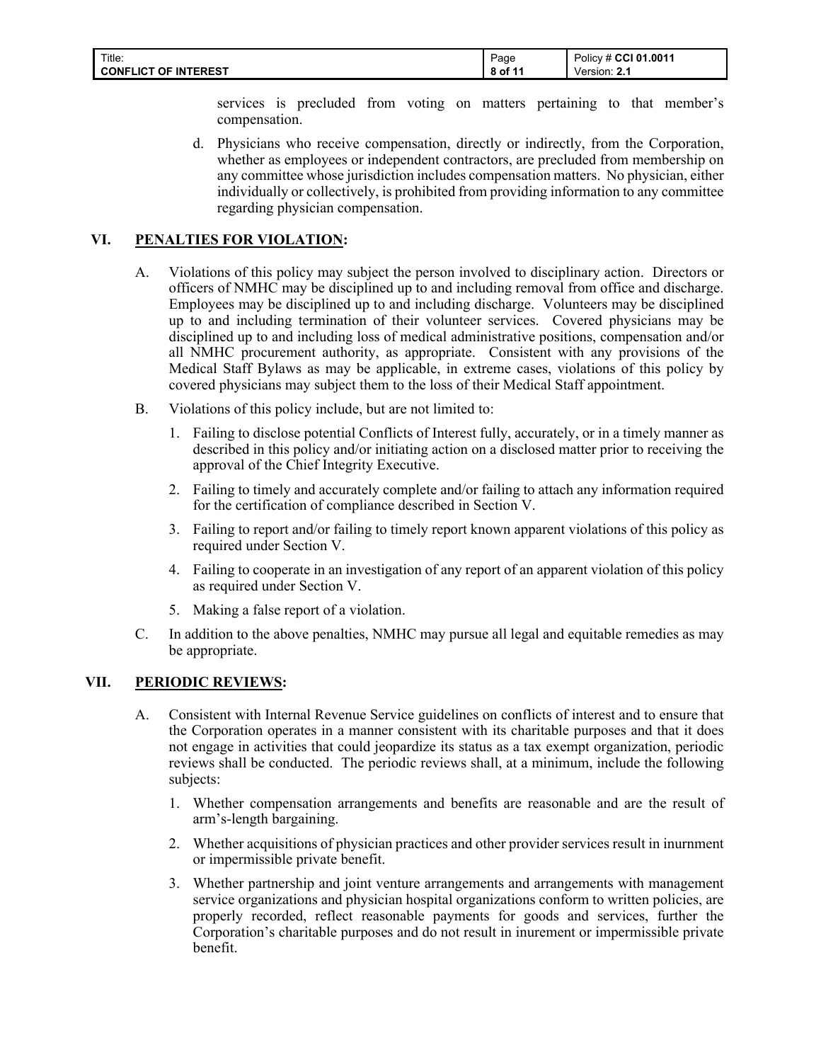services is precluded from voting on matters pertaining to that member's compensation.

d. Physicians who receive compensation, directly or indirectly, from the Corporation, whether as employees or independent contractors, are precluded from membership on any committee whose jurisdiction includes compensation matters. No physician, either individually or collectively, is prohibited from providing information to any committee regarding physician compensation.

## VI. PENALTIES FOR VIOLATION:

A. Violations of this policy may subject the person involved to disciplinary action. Directors or officers of NMHC may be disciplined up to and including removal from office and discharge. Employees may be disciplined up to and including discharge. Volunteers may be disciplined up to and including termination of their volunteer services. Covered physicians may be disciplined up to and including loss of medical administrative positions, compensation and/or all NMHC procurement authority, as appropriate. Consistent with any provisions of the Medical Staff Bylaws as may be applicable, in extreme cases, violations of this policy by covered physicians may subject them to the loss of their Medical Staff appointment.

B. Violations of this policy include, but are not limited to:

1. Failing to disclose potential Conflicts of Interest fully, accurately, or in a timely manner as described in this policy and/or initiating action on a disclosed matter prior to receiving the approval of the Chief Integrity Executive.
2. Failing to timely and accurately complete and/or failing to attach any information required for the certification of compliance described in Section V.
3. Failing to report and/or failing to timely report known apparent violations of this policy as required under Section V.
4. Failing to cooperate in an investigation of any report of an apparent violation of this policy as required under Section V.
5. Making a false report of a violation.

C. In addition to the above penalties, NMHC may pursue all legal and equitable remedies as may be appropriate.

## VII. PERIODIC REVIEWS:

A. Consistent with Internal Revenue Service guidelines on conflicts of interest and to ensure that the Corporation operates in a manner consistent with its charitable purposes and that it does not engage in activities that could jeopardize its status as a tax exempt organization, periodic reviews shall be conducted. The periodic reviews shall, at a minimum, include the following subjects:

1. Whether compensation arrangements and benefits are reasonable and are the result of arm's-length bargaining.
2. Whether acquisitions of physician practices and other provider services result in inurnment or impermissible private benefit.
3. Whether partnership and joint venture arrangements and arrangements with management service organizations and physician hospital organizations conform to written policies, are properly recorded, reflect reasonable payments for goods and services, further the Corporation's charitable purposes and do not result in inurement or impermissible private benefit.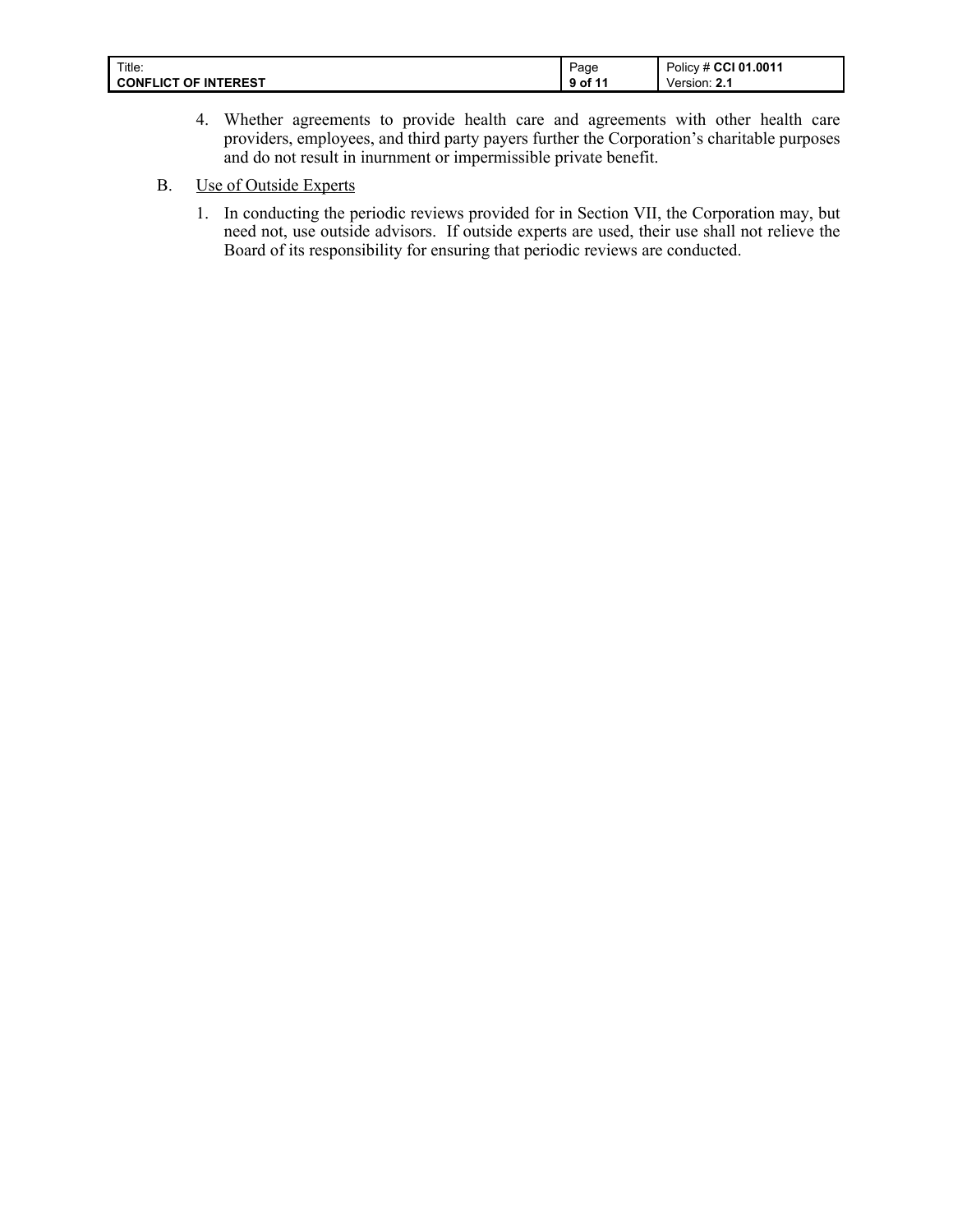4. Whether agreements to provide health care and agreements with other health care providers, employees, and third party payers further the Corporation's charitable purposes and do not result in inurnment or impermissible private benefit.

B. Use of Outside Experts

1. In conducting the periodic reviews provided for in Section VII, the Corporation may, but need not, use outside advisors. If outside experts are used, their use shall not relieve the Board of its responsibility for ensuring that periodic reviews are conducted.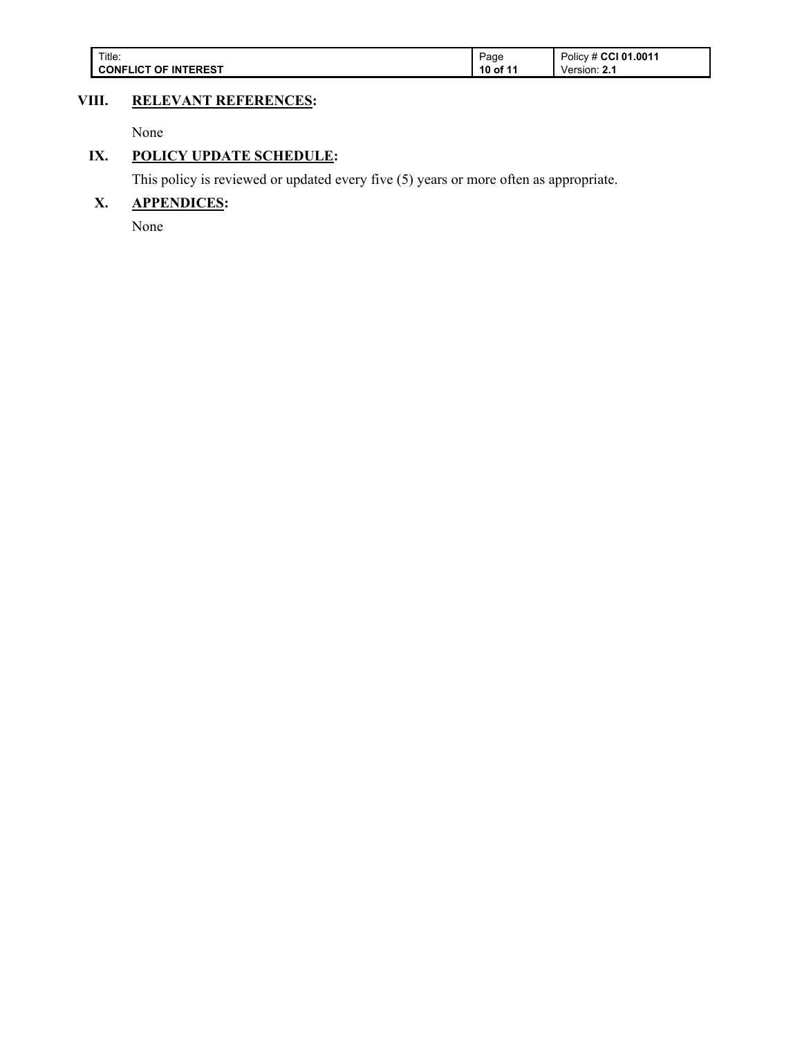## VIII. RELEVANT REFERENCES:

None

## IX. POLICY UPDATE SCHEDULE:

This policy is reviewed or updated every five (5) years or more often as appropriate.

## X. APPENDICES:

None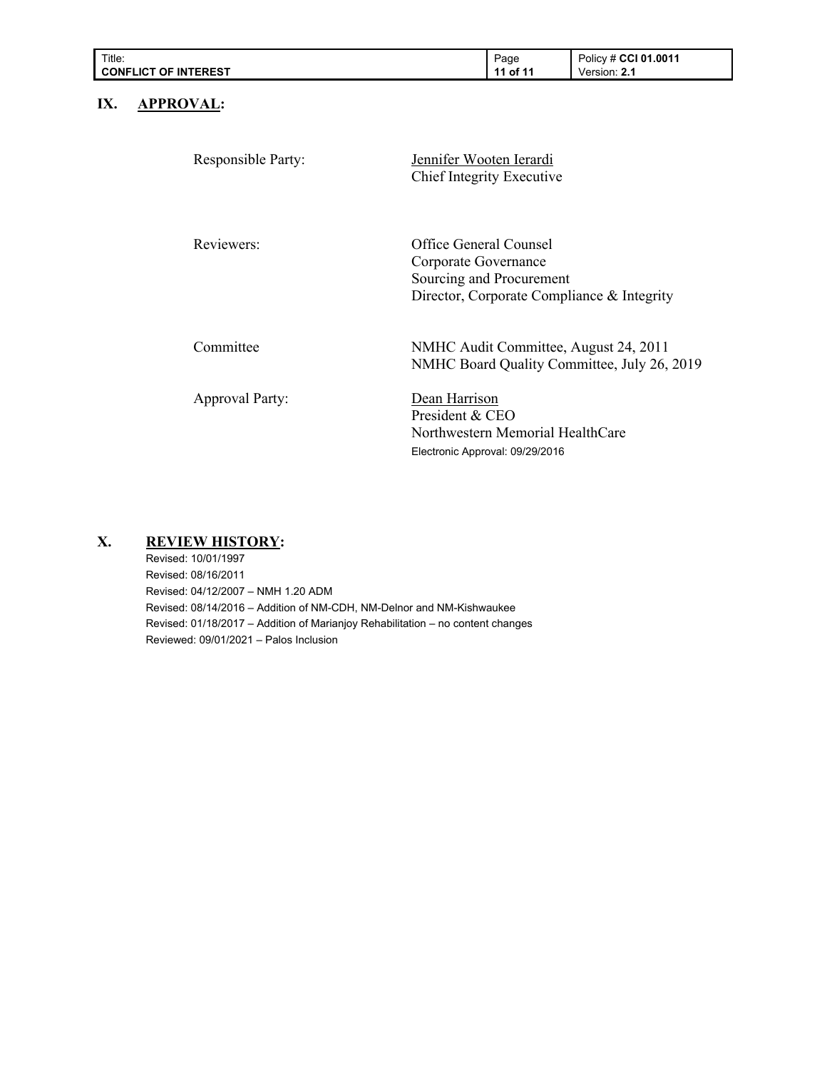## IX. APPROVAL:

| | |
|---|---|
| Responsible Party: | Jennifer Wooten Ierardi<br>Chief Integrity Executive |
| Reviewers: | Office General Counsel<br>Corporate Governance<br>Sourcing and Procurement<br>Director, Corporate Compliance & Integrity |
| Committee | NMHC Audit Committee, August 24, 2011<br>NMHC Board Quality Committee, July 26, 2019 |
| Approval Party: | Dean Harrison<br>President & CEO<br>Northwestern Memorial HealthCare<br>Electronic Approval: 09/29/2016 |

## X. REVIEW HISTORY:

Revised: 10/01/1997
Revised: 08/16/2011
Revised: 04/12/2007 – NMH 1.20 ADM
Revised: 08/14/2016 – Addition of NM-CDH, NM-Delnor and NM-Kishwaukee
Revised: 01/18/2017 – Addition of Marianjoy Rehabilitation – no content changes
Reviewed: 09/01/2021 – Palos Inclusion